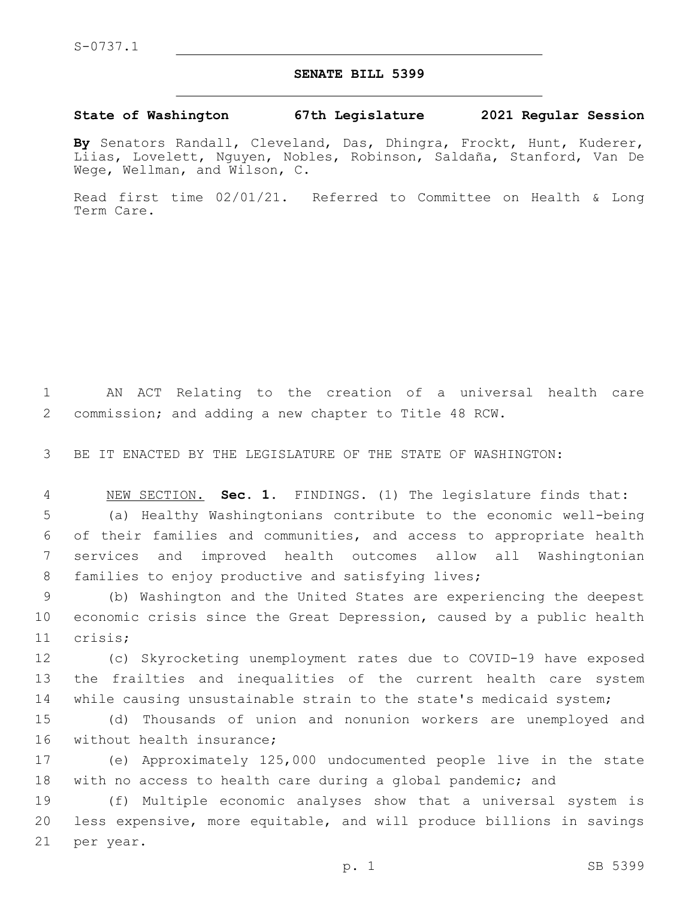S-0737.1

# SENATE BILL 5399

**State of Washington 67th Legislature 2021 Regular Session**

**By** Senators Randall, Cleveland, Das, Dhingra, Frockt, Hunt, Kuderer, Liias, Lovelett, Nguyen, Nobles, Robinson, Saldaña, Stanford, Van De Wege, Wellman, and Wilson, C.

Read first time 02/01/21. Referred to Committee on Health & Long Term Care.

AN ACT Relating to the creation of a universal health care commission; and adding a new chapter to Title 48 RCW.

BE IT ENACTED BY THE LEGISLATURE OF THE STATE OF WASHINGTON:

NEW SECTION. **Sec. 1.** FINDINGS. (1) The legislature finds that:

(a) Healthy Washingtonians contribute to the economic well-being of their families and communities, and access to appropriate health services and improved health outcomes allow all Washingtonian families to enjoy productive and satisfying lives;

(b) Washington and the United States are experiencing the deepest economic crisis since the Great Depression, caused by a public health crisis;

(c) Skyrocketing unemployment rates due to COVID-19 have exposed the frailties and inequalities of the current health care system while causing unsustainable strain to the state's medicaid system;

(d) Thousands of union and nonunion workers are unemployed and without health insurance;

(e) Approximately 125,000 undocumented people live in the state with no access to health care during a global pandemic; and

(f) Multiple economic analyses show that a universal system is less expensive, more equitable, and will produce billions in savings per year.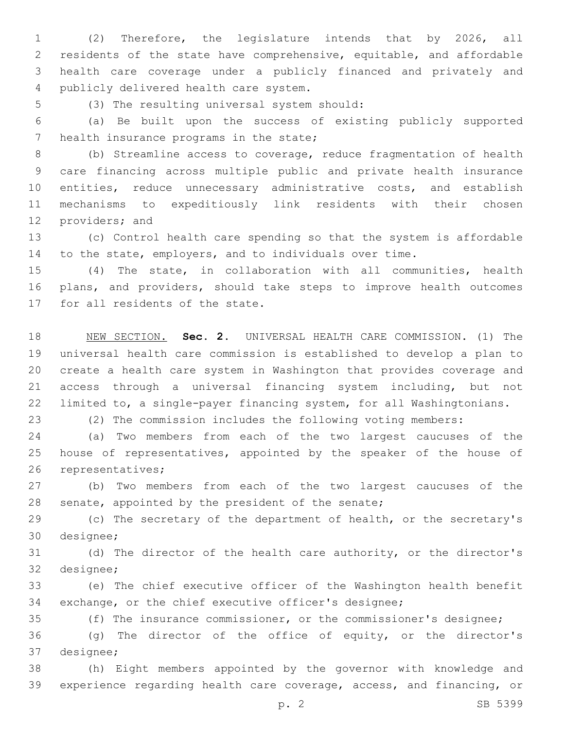(2) Therefore, the legislature intends that by 2026, all residents of the state have comprehensive, equitable, and affordable health care coverage under a publicly financed and privately and publicly delivered health care system.

(3) The resulting universal system should:

(a) Be built upon the success of existing publicly supported health insurance programs in the state;

(b) Streamline access to coverage, reduce fragmentation of health care financing across multiple public and private health insurance entities, reduce unnecessary administrative costs, and establish mechanisms to expeditiously link residents with their chosen providers; and

(c) Control health care spending so that the system is affordable to the state, employers, and to individuals over time.

(4) The state, in collaboration with all communities, health plans, and providers, should take steps to improve health outcomes for all residents of the state.

NEW SECTION. **Sec. 2.** UNIVERSAL HEALTH CARE COMMISSION. (1) The universal health care commission is established to develop a plan to create a health care system in Washington that provides coverage and access through a universal financing system including, but not limited to, a single-payer financing system, for all Washingtonians.

(2) The commission includes the following voting members:

(a) Two members from each of the two largest caucuses of the house of representatives, appointed by the speaker of the house of representatives;

(b) Two members from each of the two largest caucuses of the senate, appointed by the president of the senate;

(c) The secretary of the department of health, or the secretary's designee;

(d) The director of the health care authority, or the director's designee;

(e) The chief executive officer of the Washington health benefit exchange, or the chief executive officer's designee;

(f) The insurance commissioner, or the commissioner's designee;

(g) The director of the office of equity, or the director's designee;

(h) Eight members appointed by the governor with knowledge and experience regarding health care coverage, access, and financing, or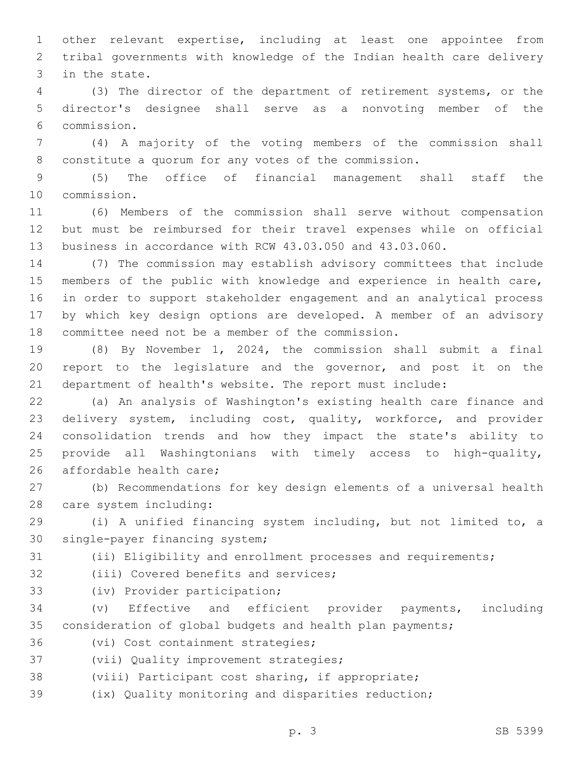other relevant expertise, including at least one appointee from tribal governments with knowledge of the Indian health care delivery in the state.

(3) The director of the department of retirement systems, or the director's designee shall serve as a nonvoting member of the commission.

(4) A majority of the voting members of the commission shall constitute a quorum for any votes of the commission.

(5) The office of financial management shall staff the commission.

(6) Members of the commission shall serve without compensation but must be reimbursed for their travel expenses while on official business in accordance with RCW 43.03.050 and 43.03.060.

(7) The commission may establish advisory committees that include members of the public with knowledge and experience in health care, in order to support stakeholder engagement and an analytical process by which key design options are developed. A member of an advisory committee need not be a member of the commission.

(8) By November 1, 2024, the commission shall submit a final report to the legislature and the governor, and post it on the department of health's website. The report must include:

(a) An analysis of Washington's existing health care finance and delivery system, including cost, quality, workforce, and provider consolidation trends and how they impact the state's ability to provide all Washingtonians with timely access to high-quality, affordable health care;

(b) Recommendations for key design elements of a universal health care system including:

(i) A unified financing system including, but not limited to, a single-payer financing system;

(ii) Eligibility and enrollment processes and requirements;

(iii) Covered benefits and services;

(iv) Provider participation;

(v) Effective and efficient provider payments, including consideration of global budgets and health plan payments;

(vi) Cost containment strategies;

(vii) Quality improvement strategies;

(viii) Participant cost sharing, if appropriate;

(ix) Quality monitoring and disparities reduction;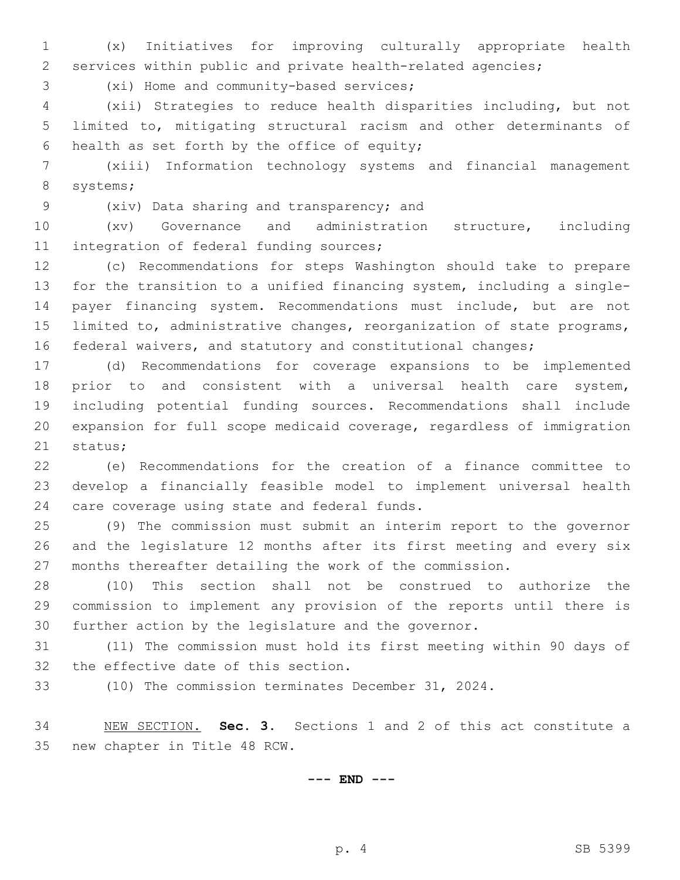(x) Initiatives for improving culturally appropriate health services within public and private health-related agencies;

(xi) Home and community-based services;

(xii) Strategies to reduce health disparities including, but not limited to, mitigating structural racism and other determinants of health as set forth by the office of equity;

(xiii) Information technology systems and financial management systems;

(xiv) Data sharing and transparency; and

(xv) Governance and administration structure, including integration of federal funding sources;

(c) Recommendations for steps Washington should take to prepare for the transition to a unified financing system, including a single-payer financing system. Recommendations must include, but are not limited to, administrative changes, reorganization of state programs, federal waivers, and statutory and constitutional changes;

(d) Recommendations for coverage expansions to be implemented prior to and consistent with a universal health care system, including potential funding sources. Recommendations shall include expansion for full scope medicaid coverage, regardless of immigration status;

(e) Recommendations for the creation of a finance committee to develop a financially feasible model to implement universal health care coverage using state and federal funds.

(9) The commission must submit an interim report to the governor and the legislature 12 months after its first meeting and every six months thereafter detailing the work of the commission.

(10) This section shall not be construed to authorize the commission to implement any provision of the reports until there is further action by the legislature and the governor.

(11) The commission must hold its first meeting within 90 days of the effective date of this section.

(10) The commission terminates December 31, 2024.

NEW SECTION. **Sec. 3.** Sections 1 and 2 of this act constitute a new chapter in Title 48 RCW.

**--- END ---**